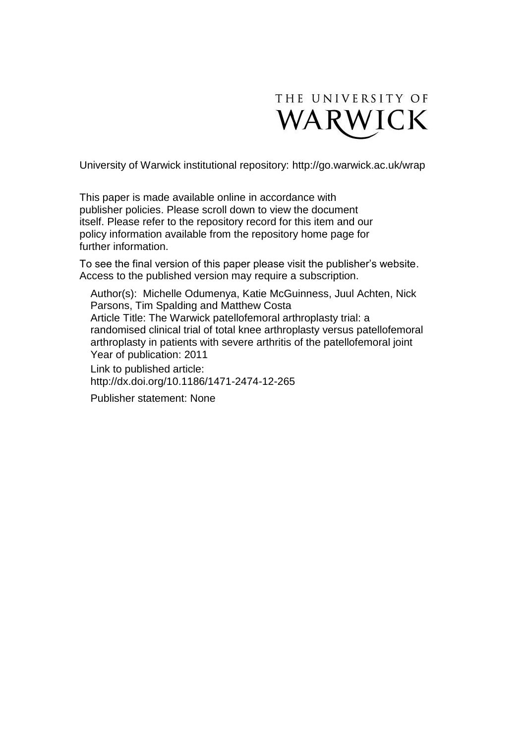THE UNIVERSITY OF WARWICK

University of Warwick institutional repository: http://go.warwick.ac.uk/wrap

This paper is made available online in accordance with publisher policies. Please scroll down to view the document itself. Please refer to the repository record for this item and our policy information available from the repository home page for further information.

To see the final version of this paper please visit the publisher's website. Access to the published version may require a subscription.

Author(s): Michelle Odumenya, Katie McGuinness, Juul Achten, Nick Parsons, Tim Spalding and Matthew Costa
Article Title: The Warwick patellofemoral arthroplasty trial: a randomised clinical trial of total knee arthroplasty versus patellofemoral arthroplasty in patients with severe arthritis of the patellofemoral joint
Year of publication: 2011

Link to published article:
http://dx.doi.org/10.1186/1471-2474-12-265

Publisher statement: None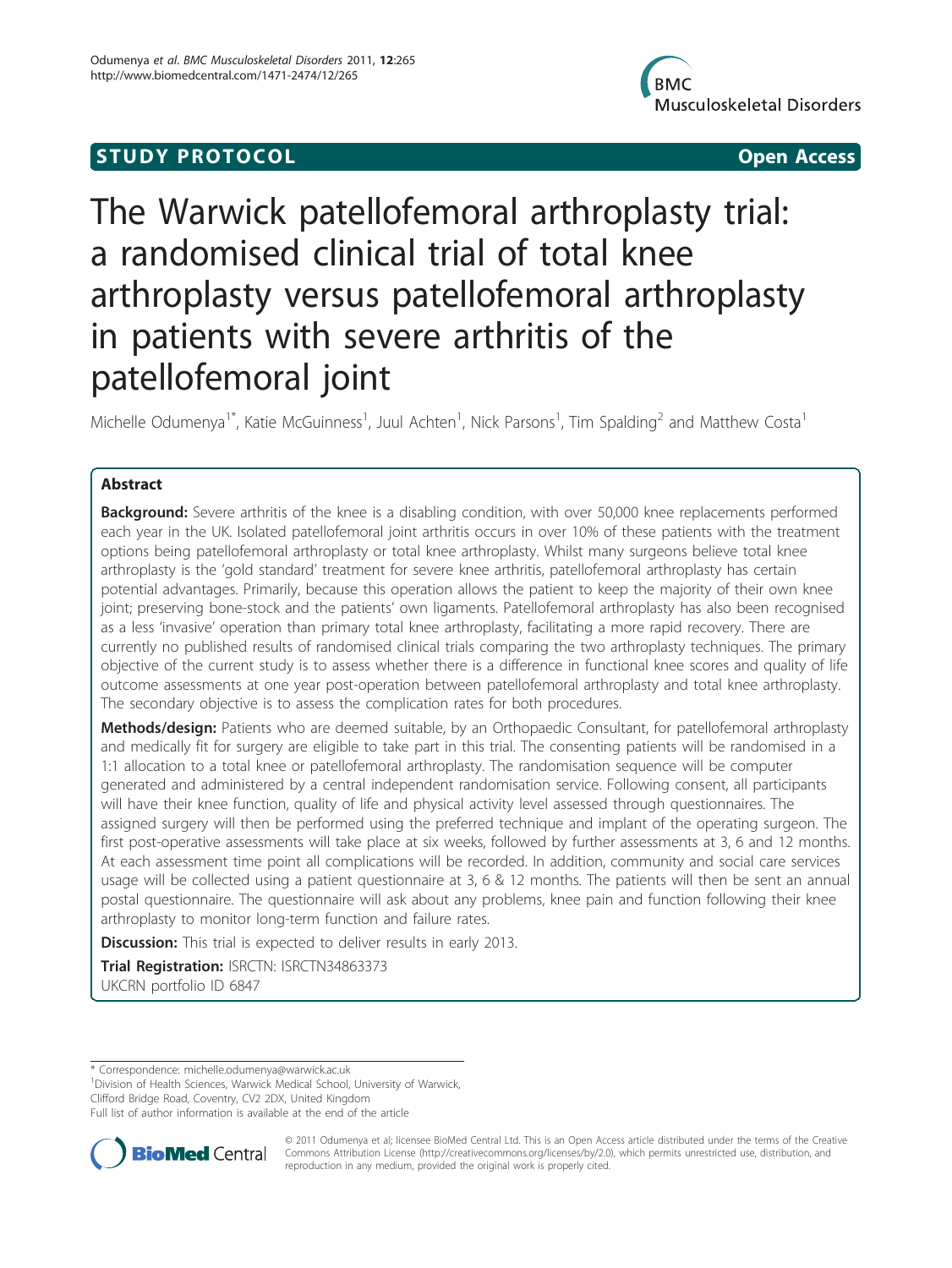# STUDY PROTOCOL

**Open Access**

# The Warwick patellofemoral arthroplasty trial: a randomised clinical trial of total knee arthroplasty versus patellofemoral arthroplasty in patients with severe arthritis of the patellofemoral joint

Michelle Odumenya[1*], Katie McGuinness[1], Juul Achten[1], Nick Parsons[1], Tim Spalding[2] and Matthew Costa[1]

## Abstract

**Background:** Severe arthritis of the knee is a disabling condition, with over 50,000 knee replacements performed each year in the UK. Isolated patellofemoral joint arthritis occurs in over 10% of these patients with the treatment options being patellofemoral arthroplasty or total knee arthroplasty. Whilst many surgeons believe total knee arthroplasty is the 'gold standard' treatment for severe knee arthritis, patellofemoral arthroplasty has certain potential advantages. Primarily, because this operation allows the patient to keep the majority of their own knee joint; preserving bone-stock and the patients' own ligaments. Patellofemoral arthroplasty has also been recognised as a less 'invasive' operation than primary total knee arthroplasty, facilitating a more rapid recovery. There are currently no published results of randomised clinical trials comparing the two arthroplasty techniques. The primary objective of the current study is to assess whether there is a difference in functional knee scores and quality of life outcome assessments at one year post-operation between patellofemoral arthroplasty and total knee arthroplasty. The secondary objective is to assess the complication rates for both procedures.

**Methods/design:** Patients who are deemed suitable, by an Orthopaedic Consultant, for patellofemoral arthroplasty and medically fit for surgery are eligible to take part in this trial. The consenting patients will be randomised in a 1:1 allocation to a total knee or patellofemoral arthroplasty. The randomisation sequence will be computer generated and administered by a central independent randomisation service. Following consent, all participants will have their knee function, quality of life and physical activity level assessed through questionnaires. The assigned surgery will then be performed using the preferred technique and implant of the operating surgeon. The first post-operative assessments will take place at six weeks, followed by further assessments at 3, 6 and 12 months. At each assessment time point all complications will be recorded. In addition, community and social care services usage will be collected using a patient questionnaire at 3, 6 & 12 months. The patients will then be sent an annual postal questionnaire. The questionnaire will ask about any problems, knee pain and function following their knee arthroplasty to monitor long-term function and failure rates.

**Discussion:** This trial is expected to deliver results in early 2013.

**Trial Registration:** ISRCTN: ISRCTN34863373
UKCRN portfolio ID 6847

---

\* Correspondence: michelle.odumenya@warwick.ac.uk
[1]Division of Health Sciences, Warwick Medical School, University of Warwick, Clifford Bridge Road, Coventry, CV2 2DX, United Kingdom
Full list of author information is available at the end of the article

© 2011 Odumenya et al; licensee BioMed Central Ltd. This is an Open Access article distributed under the terms of the Creative Commons Attribution License (http://creativecommons.org/licenses/by/2.0), which permits unrestricted use, distribution, and reproduction in any medium, provided the original work is properly cited.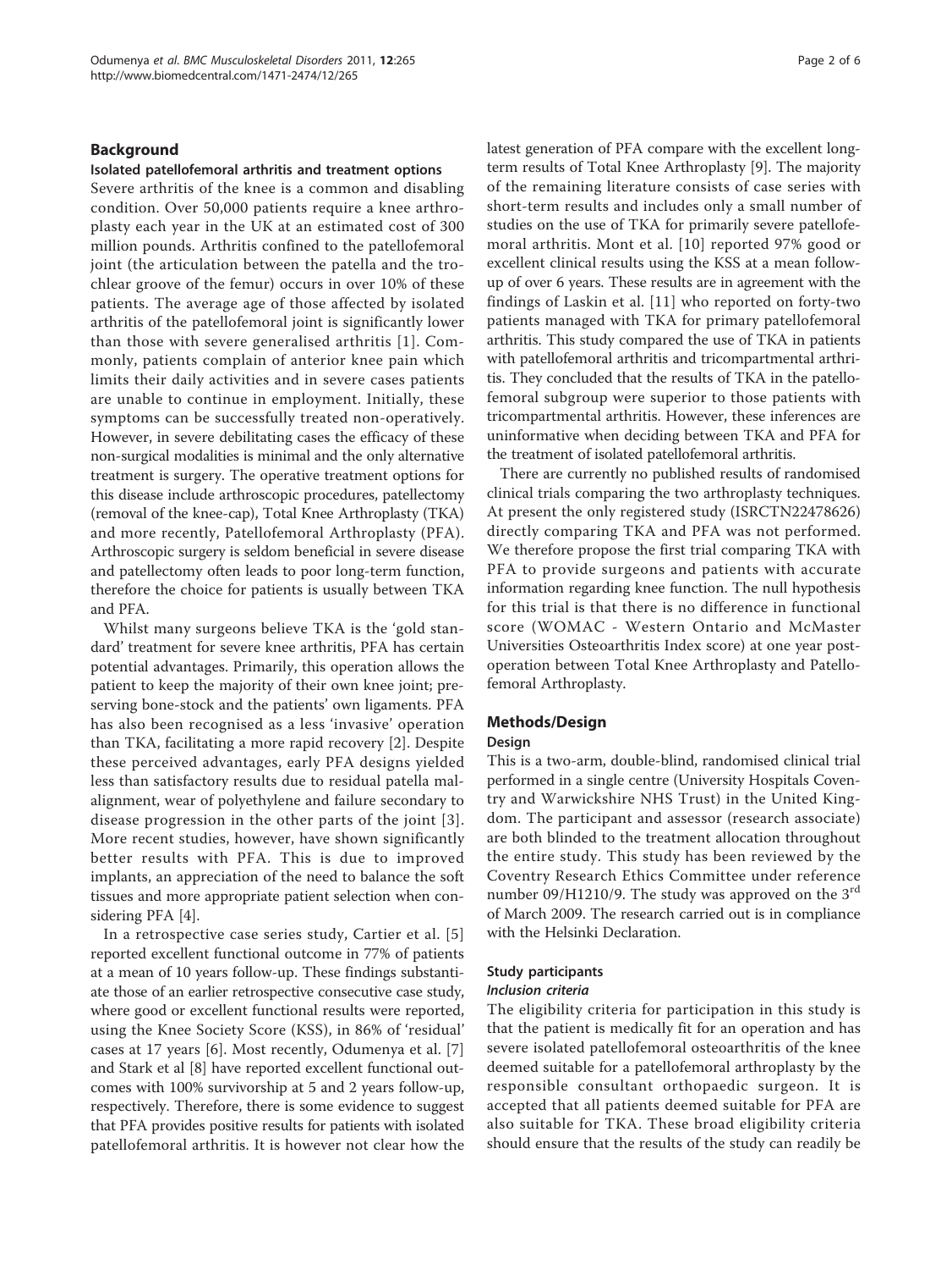## Background

### Isolated patellofemoral arthritis and treatment options

Severe arthritis of the knee is a common and disabling condition. Over 50,000 patients require a knee arthroplasty each year in the UK at an estimated cost of 300 million pounds. Arthritis confined to the patellofemoral joint (the articulation between the patella and the trochlear groove of the femur) occurs in over 10% of these patients. The average age of those affected by isolated arthritis of the patellofemoral joint is significantly lower than those with severe generalised arthritis [1]. Commonly, patients complain of anterior knee pain which limits their daily activities and in severe cases patients are unable to continue in employment. Initially, these symptoms can be successfully treated non-operatively. However, in severe debilitating cases the efficacy of these non-surgical modalities is minimal and the only alternative treatment is surgery. The operative treatment options for this disease include arthroscopic procedures, patellectomy (removal of the knee-cap), Total Knee Arthroplasty (TKA) and more recently, Patellofemoral Arthroplasty (PFA). Arthroscopic surgery is seldom beneficial in severe disease and patellectomy often leads to poor long-term function, therefore the choice for patients is usually between TKA and PFA.

Whilst many surgeons believe TKA is the 'gold standard' treatment for severe knee arthritis, PFA has certain potential advantages. Primarily, this operation allows the patient to keep the majority of their own knee joint; preserving bone-stock and the patients' own ligaments. PFA has also been recognised as a less 'invasive' operation than TKA, facilitating a more rapid recovery [2]. Despite these perceived advantages, early PFA designs yielded less than satisfactory results due to residual patella malalignment, wear of polyethylene and failure secondary to disease progression in the other parts of the joint [3]. More recent studies, however, have shown significantly better results with PFA. This is due to improved implants, an appreciation of the need to balance the soft tissues and more appropriate patient selection when considering PFA [4].

In a retrospective case series study, Cartier et al. [5] reported excellent functional outcome in 77% of patients at a mean of 10 years follow-up. These findings substantiate those of an earlier retrospective consecutive case study, where good or excellent functional results were reported, using the Knee Society Score (KSS), in 86% of 'residual' cases at 17 years [6]. Most recently, Odumenya et al. [7] and Stark et al [8] have reported excellent functional outcomes with 100% survivorship at 5 and 2 years follow-up, respectively. Therefore, there is some evidence to suggest that PFA provides positive results for patients with isolated patellofemoral arthritis. It is however not clear how the latest generation of PFA compare with the excellent long-term results of Total Knee Arthroplasty [9]. The majority of the remaining literature consists of case series with short-term results and includes only a small number of studies on the use of TKA for primarily severe patellofemoral arthritis. Mont et al. [10] reported 97% good or excellent clinical results using the KSS at a mean follow-up of over 6 years. These results are in agreement with the findings of Laskin et al. [11] who reported on forty-two patients managed with TKA for primary patellofemoral arthritis. This study compared the use of TKA in patients with patellofemoral arthritis and tricompartmental arthritis. They concluded that the results of TKA in the patellofemoral subgroup were superior to those patients with tricompartmental arthritis. However, these inferences are uninformative when deciding between TKA and PFA for the treatment of isolated patellofemoral arthritis.

There are currently no published results of randomised clinical trials comparing the two arthroplasty techniques. At present the only registered study (ISRCTN22478626) directly comparing TKA and PFA was not performed. We therefore propose the first trial comparing TKA with PFA to provide surgeons and patients with accurate information regarding knee function. The null hypothesis for this trial is that there is no difference in functional score (WOMAC - Western Ontario and McMaster Universities Osteoarthritis Index score) at one year post-operation between Total Knee Arthroplasty and Patellofemoral Arthroplasty.

## Methods/Design

### Design

This is a two-arm, double-blind, randomised clinical trial performed in a single centre (University Hospitals Coventry and Warwickshire NHS Trust) in the United Kingdom. The participant and assessor (research associate) are both blinded to the treatment allocation throughout the entire study. This study has been reviewed by the Coventry Research Ethics Committee under reference number 09/H1210/9. The study was approved on the 3rd of March 2009. The research carried out is in compliance with the Helsinki Declaration.

### Study participants

#### *Inclusion criteria*

The eligibility criteria for participation in this study is that the patient is medically fit for an operation and has severe isolated patellofemoral osteoarthritis of the knee deemed suitable for a patellofemoral arthroplasty by the responsible consultant orthopaedic surgeon. It is accepted that all patients deemed suitable for PFA are also suitable for TKA. These broad eligibility criteria should ensure that the results of the study can readily be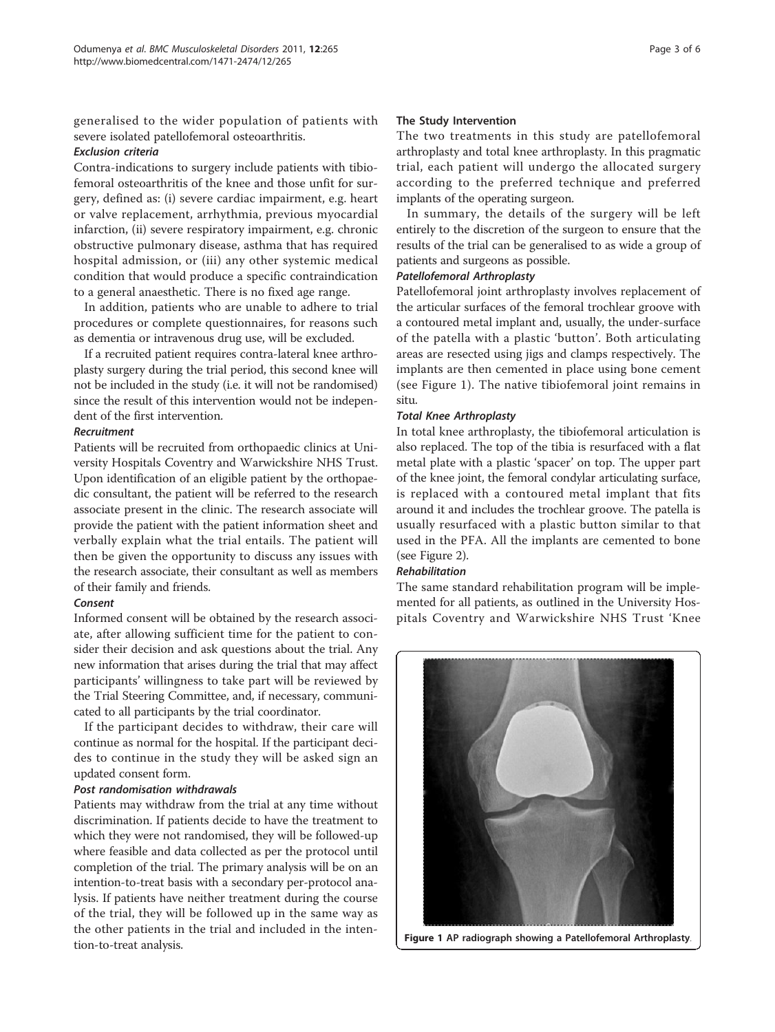generalised to the wider population of patients with severe isolated patellofemoral osteoarthritis.

#### *Exclusion criteria*

Contra-indications to surgery include patients with tibiofemoral osteoarthritis of the knee and those unfit for surgery, defined as: (i) severe cardiac impairment, e.g. heart or valve replacement, arrhythmia, previous myocardial infarction, (ii) severe respiratory impairment, e.g. chronic obstructive pulmonary disease, asthma that has required hospital admission, or (iii) any other systemic medical condition that would produce a specific contraindication to a general anaesthetic. There is no fixed age range.

In addition, patients who are unable to adhere to trial procedures or complete questionnaires, for reasons such as dementia or intravenous drug use, will be excluded.

If a recruited patient requires contra-lateral knee arthroplasty surgery during the trial period, this second knee will not be included in the study (i.e. it will not be randomised) since the result of this intervention would not be independent of the first intervention.

#### *Recruitment*

Patients will be recruited from orthopaedic clinics at University Hospitals Coventry and Warwickshire NHS Trust. Upon identification of an eligible patient by the orthopaedic consultant, the patient will be referred to the research associate present in the clinic. The research associate will provide the patient with the patient information sheet and verbally explain what the trial entails. The patient will then be given the opportunity to discuss any issues with the research associate, their consultant as well as members of their family and friends.

#### *Consent*

Informed consent will be obtained by the research associate, after allowing sufficient time for the patient to consider their decision and ask questions about the trial. Any new information that arises during the trial that may affect participants' willingness to take part will be reviewed by the Trial Steering Committee, and, if necessary, communicated to all participants by the trial coordinator.

If the participant decides to withdraw, their care will continue as normal for the hospital. If the participant decides to continue in the study they will be asked sign an updated consent form.

#### *Post randomisation withdrawals*

Patients may withdraw from the trial at any time without discrimination. If patients decide to have the treatment to which they were not randomised, they will be followed-up where feasible and data collected as per the protocol until completion of the trial. The primary analysis will be on an intention-to-treat basis with a secondary per-protocol analysis. If patients have neither treatment during the course of the trial, they will be followed up in the same way as the other patients in the trial and included in the intention-to-treat analysis.

### The Study Intervention

The two treatments in this study are patellofemoral arthroplasty and total knee arthroplasty. In this pragmatic trial, each patient will undergo the allocated surgery according to the preferred technique and preferred implants of the operating surgeon.

In summary, the details of the surgery will be left entirely to the discretion of the surgeon to ensure that the results of the trial can be generalised to as wide a group of patients and surgeons as possible.

#### *Patellofemoral Arthroplasty*

Patellofemoral joint arthroplasty involves replacement of the articular surfaces of the femoral trochlear groove with a contoured metal implant and, usually, the under-surface of the patella with a plastic 'button'. Both articulating areas are resected using jigs and clamps respectively. The implants are then cemented in place using bone cement (see Figure 1). The native tibiofemoral joint remains in situ.

#### *Total Knee Arthroplasty*

In total knee arthroplasty, the tibiofemoral articulation is also replaced. The top of the tibia is resurfaced with a flat metal plate with a plastic 'spacer' on top. The upper part of the knee joint, the femoral condylar articulating surface, is replaced with a contoured metal implant that fits around it and includes the trochlear groove. The patella is usually resurfaced with a plastic button similar to that used in the PFA. All the implants are cemented to bone (see Figure 2).

#### *Rehabilitation*

The same standard rehabilitation program will be implemented for all patients, as outlined in the University Hospitals Coventry and Warwickshire NHS Trust 'Knee

**Figure 1** AP radiograph showing a Patellofemoral Arthroplasty.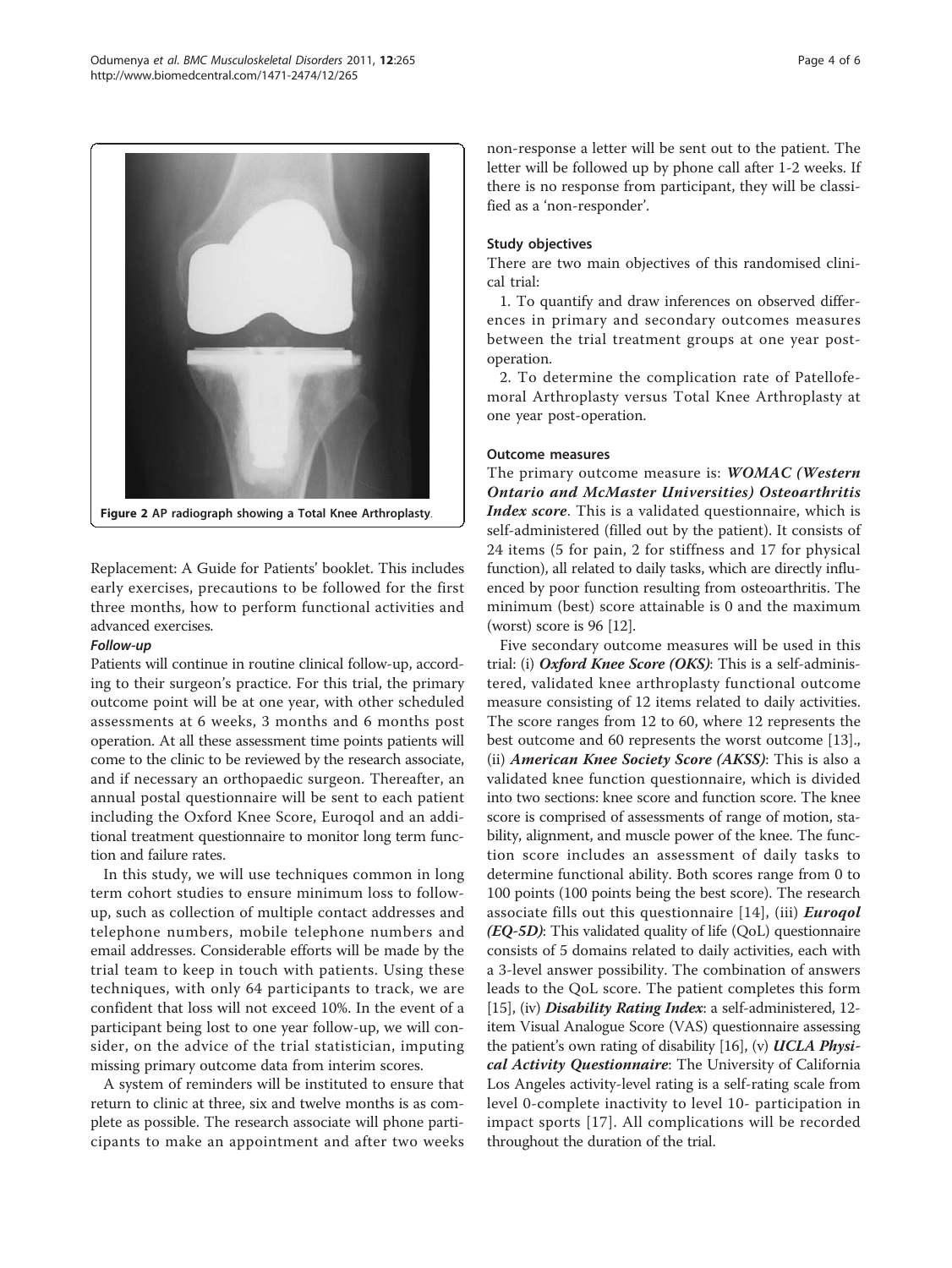Figure 2 AP radiograph showing a Total Knee Arthroplasty.

Replacement: A Guide for Patients' booklet. This includes early exercises, precautions to be followed for the first three months, how to perform functional activities and advanced exercises.

#### *Follow-up*

Patients will continue in routine clinical follow-up, according to their surgeon's practice. For this trial, the primary outcome point will be at one year, with other scheduled assessments at 6 weeks, 3 months and 6 months post operation. At all these assessment time points patients will come to the clinic to be reviewed by the research associate, and if necessary an orthopaedic surgeon. Thereafter, an annual postal questionnaire will be sent to each patient including the Oxford Knee Score, Euroqol and an additional treatment questionnaire to monitor long term function and failure rates.

In this study, we will use techniques common in long term cohort studies to ensure minimum loss to follow-up, such as collection of multiple contact addresses and telephone numbers, mobile telephone numbers and email addresses. Considerable efforts will be made by the trial team to keep in touch with patients. Using these techniques, with only 64 participants to track, we are confident that loss will not exceed 10%. In the event of a participant being lost to one year follow-up, we will consider, on the advice of the trial statistician, imputing missing primary outcome data from interim scores.

A system of reminders will be instituted to ensure that return to clinic at three, six and twelve months is as complete as possible. The research associate will phone participants to make an appointment and after two weeks non-response a letter will be sent out to the patient. The letter will be followed up by phone call after 1-2 weeks. If there is no response from participant, they will be classified as a 'non-responder'.

### Study objectives

There are two main objectives of this randomised clinical trial:

1. To quantify and draw inferences on observed differences in primary and secondary outcomes measures between the trial treatment groups at one year post-operation.

2. To determine the complication rate of Patellofemoral Arthroplasty versus Total Knee Arthroplasty at one year post-operation.

### Outcome measures

The primary outcome measure is: ***WOMAC (Western Ontario and McMaster Universities) Osteoarthritis Index score***. This is a validated questionnaire, which is self-administered (filled out by the patient). It consists of 24 items (5 for pain, 2 for stiffness and 17 for physical function), all related to daily tasks, which are directly influenced by poor function resulting from osteoarthritis. The minimum (best) score attainable is 0 and the maximum (worst) score is 96 [12].

Five secondary outcome measures will be used in this trial: (i) ***Oxford Knee Score (OKS)***: This is a self-administered, validated knee arthroplasty functional outcome measure consisting of 12 items related to daily activities. The score ranges from 12 to 60, where 12 represents the best outcome and 60 represents the worst outcome [13]., (ii) ***American Knee Society Score (AKSS)***: This is also a validated knee function questionnaire, which is divided into two sections: knee score and function score. The knee score is comprised of assessments of range of motion, stability, alignment, and muscle power of the knee. The function score includes an assessment of daily tasks to determine functional ability. Both scores range from 0 to 100 points (100 points being the best score). The research associate fills out this questionnaire [14], (iii) ***Euroqol (EQ-5D)***: This validated quality of life (QoL) questionnaire consists of 5 domains related to daily activities, each with a 3-level answer possibility. The combination of answers leads to the QoL score. The patient completes this form [15], (iv) ***Disability Rating Index***: a self-administered, 12-item Visual Analogue Score (VAS) questionnaire assessing the patient's own rating of disability [16], (v) ***UCLA Physical Activity Questionnaire***: The University of California Los Angeles activity-level rating is a self-rating scale from level 0-complete inactivity to level 10- participation in impact sports [17]. All complications will be recorded throughout the duration of the trial.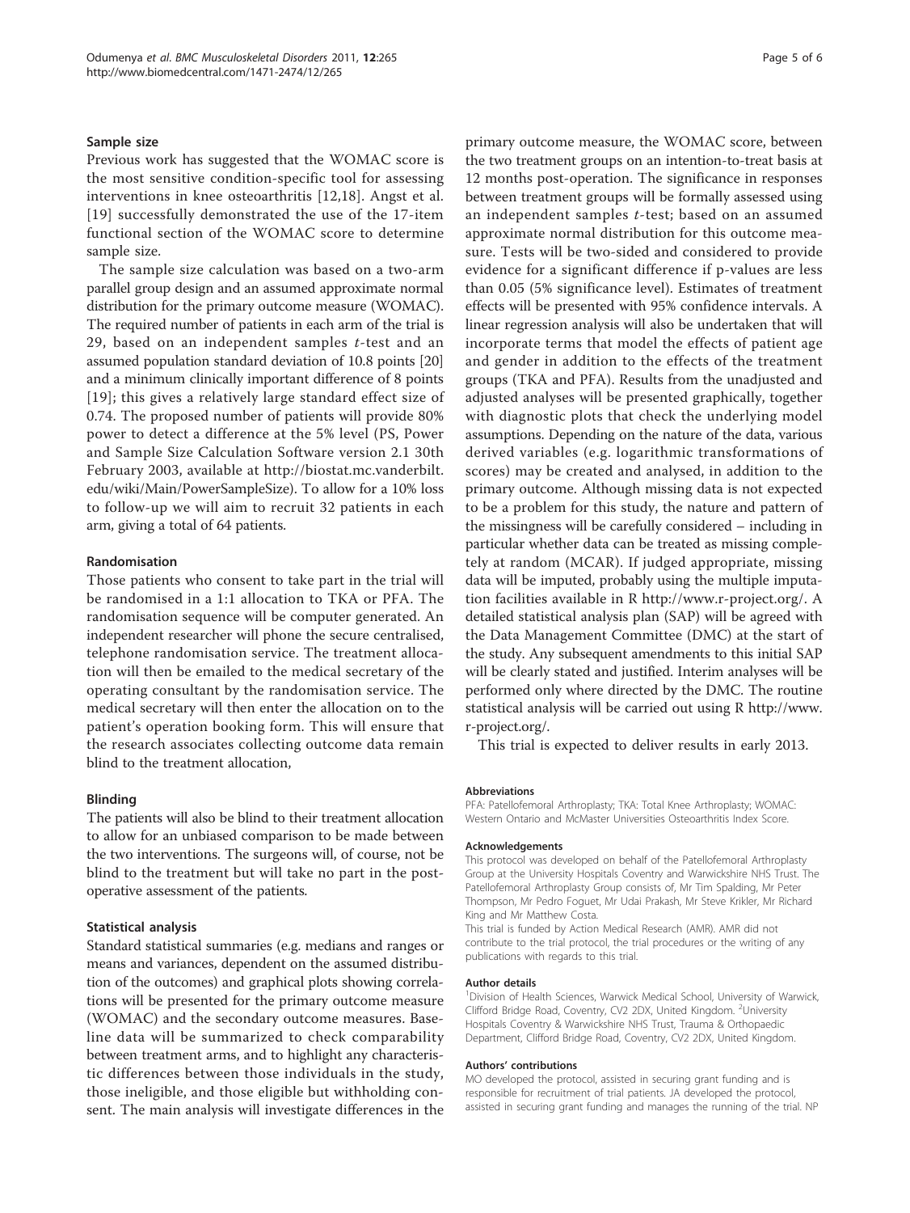### Sample size

Previous work has suggested that the WOMAC score is the most sensitive condition-specific tool for assessing interventions in knee osteoarthritis [12,18]. Angst et al. [19] successfully demonstrated the use of the 17-item functional section of the WOMAC score to determine sample size.

The sample size calculation was based on a two-arm parallel group design and an assumed approximate normal distribution for the primary outcome measure (WOMAC). The required number of patients in each arm of the trial is 29, based on an independent samples *t*-test and an assumed population standard deviation of 10.8 points [20] and a minimum clinically important difference of 8 points [19]; this gives a relatively large standard effect size of 0.74. The proposed number of patients will provide 80% power to detect a difference at the 5% level (PS, Power and Sample Size Calculation Software version 2.1 30th February 2003, available at http://biostat.mc.vanderbilt.edu/wiki/Main/PowerSampleSize). To allow for a 10% loss to follow-up we will aim to recruit 32 patients in each arm, giving a total of 64 patients.

### Randomisation

Those patients who consent to take part in the trial will be randomised in a 1:1 allocation to TKA or PFA. The randomisation sequence will be computer generated. An independent researcher will phone the secure centralised, telephone randomisation service. The treatment allocation will then be emailed to the medical secretary of the operating consultant by the randomisation service. The medical secretary will then enter the allocation on to the patient's operation booking form. This will ensure that the research associates collecting outcome data remain blind to the treatment allocation,

### Blinding

The patients will also be blind to their treatment allocation to allow for an unbiased comparison to be made between the two interventions. The surgeons will, of course, not be blind to the treatment but will take no part in the post-operative assessment of the patients.

### Statistical analysis

Standard statistical summaries (e.g. medians and ranges or means and variances, dependent on the assumed distribution of the outcomes) and graphical plots showing correlations will be presented for the primary outcome measure (WOMAC) and the secondary outcome measures. Baseline data will be summarized to check comparability between treatment arms, and to highlight any characteristic differences between those individuals in the study, those ineligible, and those eligible but withholding consent. The main analysis will investigate differences in the primary outcome measure, the WOMAC score, between the two treatment groups on an intention-to-treat basis at 12 months post-operation. The significance in responses between treatment groups will be formally assessed using an independent samples *t*-test; based on an assumed approximate normal distribution for this outcome measure. Tests will be two-sided and considered to provide evidence for a significant difference if p-values are less than 0.05 (5% significance level). Estimates of treatment effects will be presented with 95% confidence intervals. A linear regression analysis will also be undertaken that will incorporate terms that model the effects of patient age and gender in addition to the effects of the treatment groups (TKA and PFA). Results from the unadjusted and adjusted analyses will be presented graphically, together with diagnostic plots that check the underlying model assumptions. Depending on the nature of the data, various derived variables (e.g. logarithmic transformations of scores) may be created and analysed, in addition to the primary outcome. Although missing data is not expected to be a problem for this study, the nature and pattern of the missingness will be carefully considered – including in particular whether data can be treated as missing completely at random (MCAR). If judged appropriate, missing data will be imputed, probably using the multiple imputation facilities available in R http://www.r-project.org/. A detailed statistical analysis plan (SAP) will be agreed with the Data Management Committee (DMC) at the start of the study. Any subsequent amendments to this initial SAP will be clearly stated and justified. Interim analyses will be performed only where directed by the DMC. The routine statistical analysis will be carried out using R http://www.r-project.org/.

This trial is expected to deliver results in early 2013.

#### Abbreviations

PFA: Patellofemoral Arthroplasty; TKA: Total Knee Arthroplasty; WOMAC: Western Ontario and McMaster Universities Osteoarthritis Index Score.

#### Acknowledgements

This protocol was developed on behalf of the Patellofemoral Arthroplasty Group at the University Hospitals Coventry and Warwickshire NHS Trust. The Patellofemoral Arthroplasty Group consists of, Mr Tim Spalding, Mr Peter Thompson, Mr Pedro Foguet, Mr Udai Prakash, Mr Steve Krikler, Mr Richard King and Mr Matthew Costa.

This trial is funded by Action Medical Research (AMR). AMR did not contribute to the trial protocol, the trial procedures or the writing of any publications with regards to this trial.

#### Author details

[1]Division of Health Sciences, Warwick Medical School, University of Warwick, Clifford Bridge Road, Coventry, CV2 2DX, United Kingdom. [2]University Hospitals Coventry & Warwickshire NHS Trust, Trauma & Orthopaedic Department, Clifford Bridge Road, Coventry, CV2 2DX, United Kingdom.

#### Authors' contributions

MO developed the protocol, assisted in securing grant funding and is responsible for recruitment of trial patients. JA developed the protocol, assisted in securing grant funding and manages the running of the trial. NP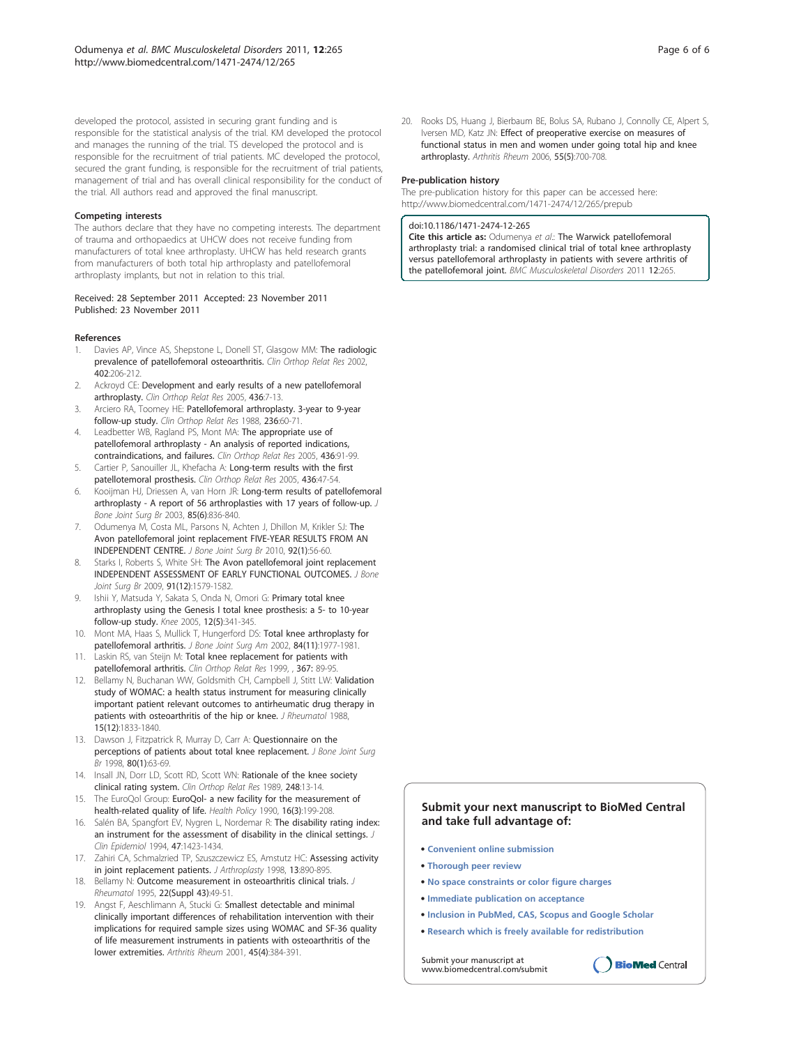developed the protocol, assisted in securing grant funding and is responsible for the statistical analysis of the trial. KM developed the protocol and manages the running of the trial. TS developed the protocol and is responsible for the recruitment of trial patients. MC developed the protocol, secured the grant funding, is responsible for the recruitment of trial patients, management of trial and has overall clinical responsibility for the conduct of the trial. All authors read and approved the final manuscript.

#### Competing interests

The authors declare that they have no competing interests. The department of trauma and orthopaedics at UHCW does not receive funding from manufacturers of total knee arthroplasty. UHCW has held research grants from manufacturers of both total hip arthroplasty and patellofemoral arthroplasty implants, but not in relation to this trial.

Received: 28 September 2011 Accepted: 23 November 2011
Published: 23 November 2011

#### References

1. Davies AP, Vince AS, Shepstone L, Donell ST, Glasgow MM: **The radiologic prevalence of patellofemoral osteoarthritis.** *Clin Orthop Relat Res* 2002, **402**:206-212.
2. Ackroyd CE: **Development and early results of a new patellofemoral arthroplasty.** *Clin Orthop Relat Res* 2005, **436**:7-13.
3. Arciero RA, Toomey HE: **Patellofemoral arthroplasty. 3-year to 9-year follow-up study.** *Clin Orthop Relat Res* 1988, **236**:60-71.
4. Leadbetter WB, Ragland PS, Mont MA: **The appropriate use of patellofemoral arthroplasty - An analysis of reported indications, contraindications, and failures.** *Clin Orthop Relat Res* 2005, **436**:91-99.
5. Cartier P, Sanouiller JL, Khefacha A: **Long-term results with the first patellofemoral prosthesis.** *Clin Orthop Relat Res* 2005, **436**:47-54.
6. Kooijman HJ, Driessen A, van Horn JR: **Long-term results of patellofemoral arthroplasty - A report of 56 arthroplasties with 17 years of follow-up.** *J Bone Joint Surg Br* 2003, **85(6)**:836-840.
7. Odumenya M, Costa ML, Parsons N, Achten J, Dhillon M, Krikler SJ: **The Avon patellofemoral joint replacement FIVE-YEAR RESULTS FROM AN INDEPENDENT CENTRE.** *J Bone Joint Surg Br* 2010, **92(1)**:56-60.
8. Starks I, Roberts S, White SH: **The Avon patellofemoral joint replacement INDEPENDENT ASSESSMENT OF EARLY FUNCTIONAL OUTCOMES.** *J Bone Joint Surg Br* 2009, **91(12)**:1579-1582.
9. Ishii Y, Matsuda Y, Sakata S, Onda N, Omori G: **Primary total knee arthroplasty using the Genesis I total knee prosthesis: a 5- to 10-year follow-up study.** *Knee* 2005, **12(5)**:341-345.
10. Mont MA, Haas S, Mullick T, Hungerford DS: **Total knee arthroplasty for patellofemoral arthritis.** *J Bone Joint Surg Am* 2002, **84(11)**:1977-1981.
11. Laskin RS, van Steijn M: **Total knee replacement for patients with patellofemoral arthritis.** *Clin Orthop Relat Res* 1999, , **367**: 89-95.
12. Bellamy N, Buchanan WW, Goldsmith CH, Campbell J, Stitt LW: **Validation study of WOMAC: a health status instrument for measuring clinically important patient relevant outcomes to antirheumatic drug therapy in patients with osteoarthritis of the hip or knee.** *J Rheumatol* 1988, **15(12)**:1833-1840.
13. Dawson J, Fitzpatrick R, Murray D, Carr A: **Questionnaire on the perceptions of patients about total knee replacement.** *J Bone Joint Surg Br* 1998, **80(1)**:63-69.
14. Insall JN, Dorr LD, Scott RD, Scott WN: **Rationale of the knee society clinical rating system.** *Clin Orthop Relat Res* 1989, **248**:13-14.
15. The EuroQol Group: **EuroQol- a new facility for the measurement of health-related quality of life.** *Health Policy* 1990, **16(3)**:199-208.
16. Salén BA, Spangfort EV, Nygren L, Nordemar R: **The disability rating index: an instrument for the assessment of disability in the clinical settings.** *J Clin Epidemiol* 1994, **47**:1423-1434.
17. Zahiri CA, Schmalzried TP, Szuszczewicz ES, Amstutz HC: **Assessing activity in joint replacement patients.** *J Arthroplasty* 1998, **13**:890-895.
18. Bellamy N: **Outcome measurement in osteoarthritis clinical trials.** *J Rheumatol* 1995, **22(Suppl 43)**:49-51.
19. Angst F, Aeschlimann A, Stucki G: **Smallest detectable and minimal clinically important differences of rehabilitation intervention with their implications for required sample sizes using WOMAC and SF-36 quality of life measurement instruments in patients with osteoarthritis of the lower extremities.** *Arthritis Rheum* 2001, **45(4)**:384-391.
20. Rooks DS, Huang J, Bierbaum BE, Bolus SA, Rubano J, Connolly CE, Alpert S, Iversen MD, Katz JN: **Effect of preoperative exercise on measures of functional status in men and women under going total hip and knee arthroplasty.** *Arthritis Rheum* 2006, **55(5)**:700-708.

#### Pre-publication history

The pre-publication history for this paper can be accessed here:
http://www.biomedcentral.com/1471-2474/12/265/prepub

doi:10.1186/1471-2474-12-265
**Cite this article as:** Odumenya *et al.*: The Warwick patellofemoral arthroplasty trial: a randomised clinical trial of total knee arthroplasty versus patellofemoral arthroplasty in patients with severe arthritis of the patellofemoral joint. *BMC Musculoskeletal Disorders* 2011 **12**:265.

**Submit your next manuscript to BioMed Central and take full advantage of:**

- Convenient online submission
- Thorough peer review
- No space constraints or color figure charges
- Immediate publication on acceptance
- Inclusion in PubMed, CAS, Scopus and Google Scholar
- Research which is freely available for redistribution

Submit your manuscript at
www.biomedcentral.com/submit

BioMed Central